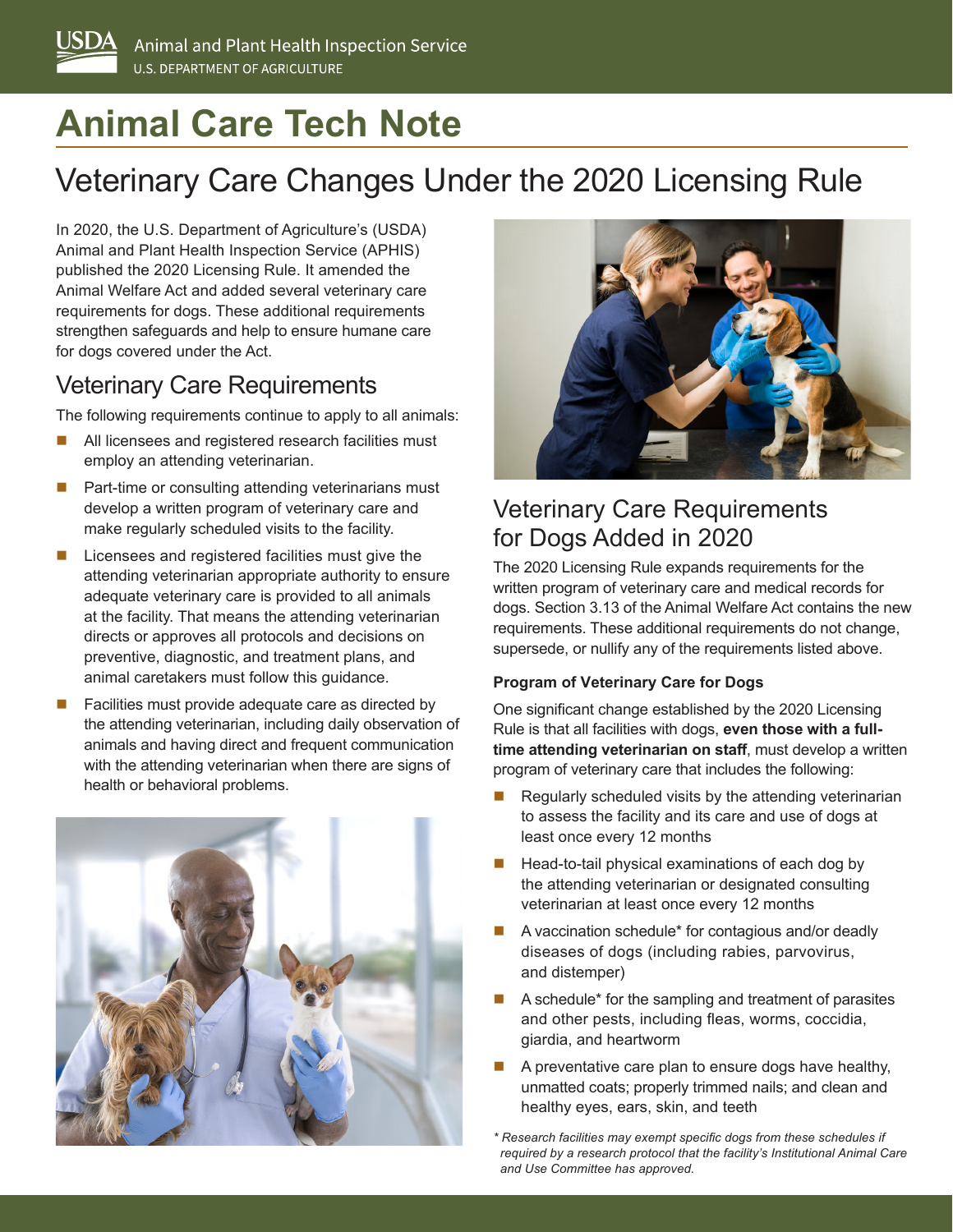# Animal Care Tech Note

## Veterinary Care Changes Under the 2020 Licensing Rule

In 2020, the U.S. Department of Agriculture's (USDA) Animal and Plant Health Inspection Service (APHIS) published the 2020 Licensing Rule. It amended the Animal Welfare Act and added several veterinary care requirements for dogs. These additional requirements strengthen safeguards and help to ensure humane care for dogs covered under the Act.

### Veterinary Care Requirements

The following requirements continue to apply to all animals:

- All licensees and registered research facilities must employ an attending veterinarian.
- Part-time or consulting attending veterinarians must develop a written program of veterinary care and make regularly scheduled visits to the facility.
- Licensees and registered facilities must give the attending veterinarian appropriate authority to ensure adequate veterinary care is provided to all animals at the facility. That means the attending veterinarian directs or approves all protocols and decisions on preventive, diagnostic, and treatment plans, and animal caretakers must follow this guidance.
- Facilities must provide adequate care as directed by the attending veterinarian, including daily observation of animals and having direct and frequent communication with the attending veterinarian when there are signs of health or behavioral problems.

### Veterinary Care Requirements for Dogs Added in 2020

The 2020 Licensing Rule expands requirements for the written program of veterinary care and medical records for dogs. Section 3.13 of the Animal Welfare Act contains the new requirements. These additional requirements do not change, supersede, or nullify any of the requirements listed above.

#### Program of Veterinary Care for Dogs

One significant change established by the 2020 Licensing Rule is that all facilities with dogs, **even those with a full-time attending veterinarian on staff**, must develop a written program of veterinary care that includes the following:

- Regularly scheduled visits by the attending veterinarian to assess the facility and its care and use of dogs at least once every 12 months
- Head-to-tail physical examinations of each dog by the attending veterinarian or designated consulting veterinarian at least once every 12 months
- A vaccination schedule* for contagious and/or deadly diseases of dogs (including rabies, parvovirus, and distemper)
- A schedule* for the sampling and treatment of parasites and other pests, including fleas, worms, coccidia, giardia, and heartworm
- A preventative care plan to ensure dogs have healthy, unmatted coats; properly trimmed nails; and clean and healthy eyes, ears, skin, and teeth

*\* Research facilities may exempt specific dogs from these schedules if required by a research protocol that the facility's Institutional Animal Care and Use Committee has approved.*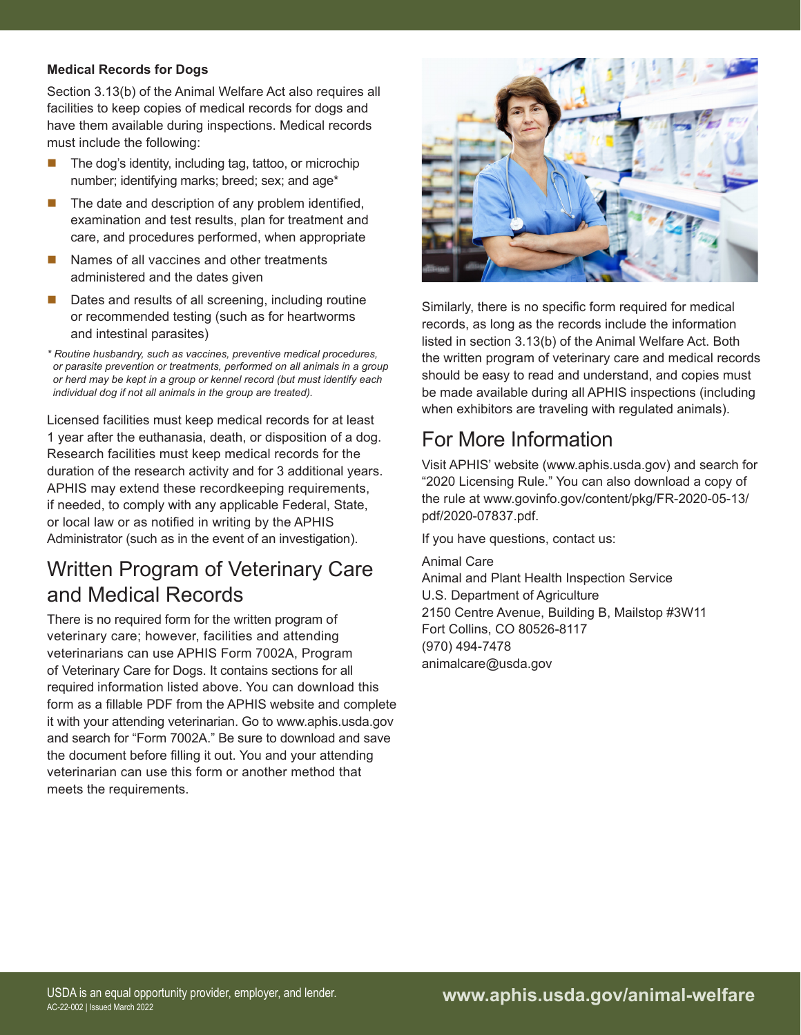**Medical Records for Dogs**

Section 3.13(b) of the Animal Welfare Act also requires all facilities to keep copies of medical records for dogs and have them available during inspections. Medical records must include the following:

- The dog's identity, including tag, tattoo, or microchip number; identifying marks; breed; sex; and age*
- The date and description of any problem identified, examination and test results, plan for treatment and care, and procedures performed, when appropriate
- Names of all vaccines and other treatments administered and the dates given
- Dates and results of all screening, including routine or recommended testing (such as for heartworms and intestinal parasites)

*\* Routine husbandry, such as vaccines, preventive medical procedures, or parasite prevention or treatments, performed on all animals in a group or herd may be kept in a group or kennel record (but must identify each individual dog if not all animals in the group are treated).*

Licensed facilities must keep medical records for at least 1 year after the euthanasia, death, or disposition of a dog. Research facilities must keep medical records for the duration of the research activity and for 3 additional years. APHIS may extend these recordkeeping requirements, if needed, to comply with any applicable Federal, State, or local law or as notified in writing by the APHIS Administrator (such as in the event of an investigation).

## Written Program of Veterinary Care and Medical Records

There is no required form for the written program of veterinary care; however, facilities and attending veterinarians can use APHIS Form 7002A, Program of Veterinary Care for Dogs. It contains sections for all required information listed above. You can download this form as a fillable PDF from the APHIS website and complete it with your attending veterinarian. Go to www.aphis.usda.gov and search for "Form 7002A." Be sure to download and save the document before filling it out. You and your attending veterinarian can use this form or another method that meets the requirements.

Similarly, there is no specific form required for medical records, as long as the records include the information listed in section 3.13(b) of the Animal Welfare Act. Both the written program of veterinary care and medical records should be easy to read and understand, and copies must be made available during all APHIS inspections (including when exhibitors are traveling with regulated animals).

## For More Information

Visit APHIS' website (www.aphis.usda.gov) and search for "2020 Licensing Rule." You can also download a copy of the rule at www.govinfo.gov/content/pkg/FR-2020-05-13/pdf/2020-07837.pdf.

If you have questions, contact us:

Animal Care
Animal and Plant Health Inspection Service
U.S. Department of Agriculture
2150 Centre Avenue, Building B, Mailstop #3W11
Fort Collins, CO 80526-8117
(970) 494-7478
animalcare@usda.gov

USDA is an equal opportunity provider, employer, and lender.
AC-22-002 | Issued March 2022

www.aphis.usda.gov/animal-welfare